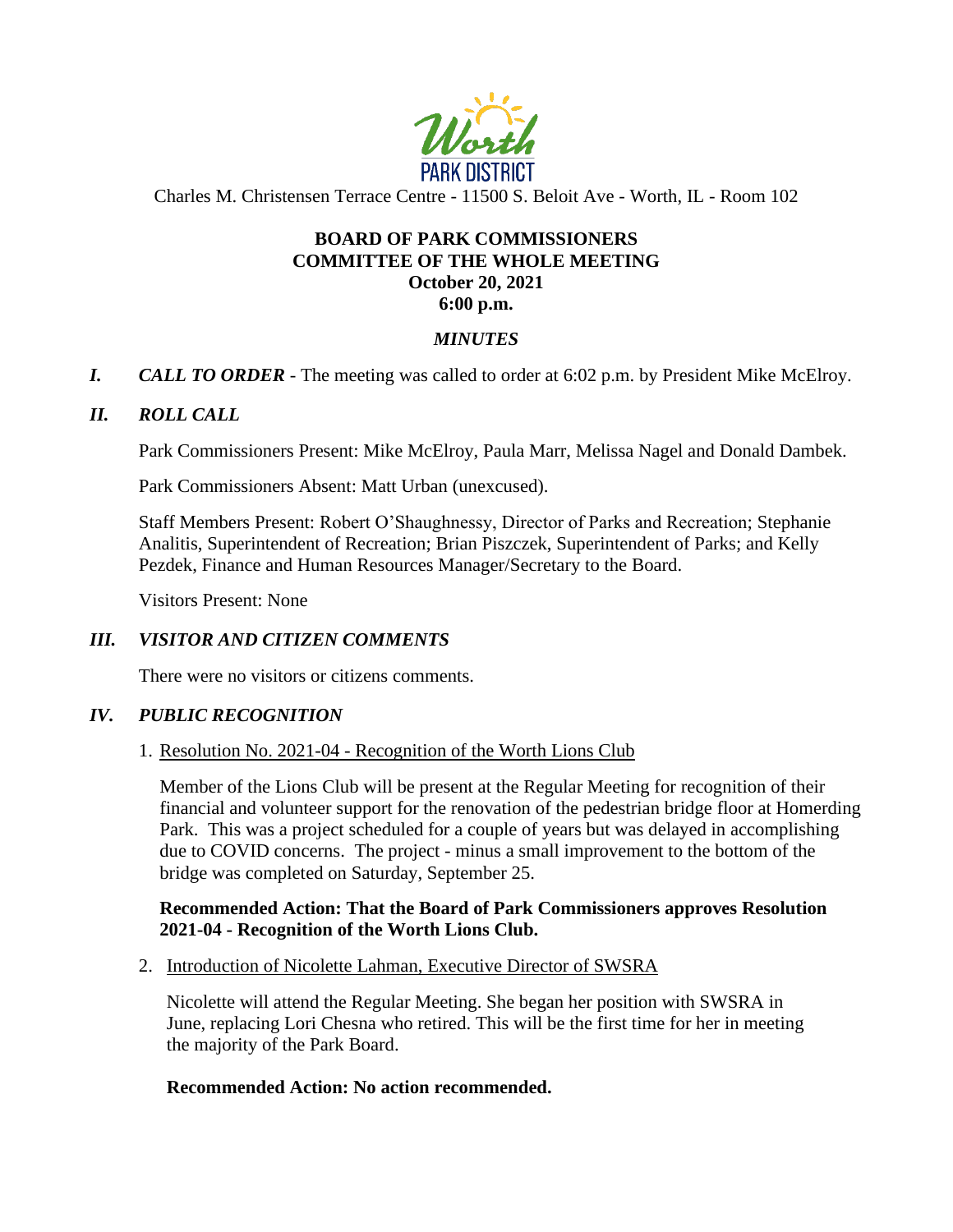Worth PARK DISTRICT

Charles M. Christensen Terrace Centre - 11500 S. Beloit Ave - Worth, IL - Room 102

# BOARD OF PARK COMMISSIONERS
## COMMITTEE OF THE WHOLE MEETING
### October 20, 2021
### 6:00 p.m.

*MINUTES*

***I. CALL TO ORDER*** - The meeting was called to order at 6:02 p.m. by President Mike McElroy.

***II. ROLL CALL***

Park Commissioners Present: Mike McElroy, Paula Marr, Melissa Nagel and Donald Dambek.

Park Commissioners Absent: Matt Urban (unexcused).

Staff Members Present: Robert O'Shaughnessy, Director of Parks and Recreation; Stephanie Analitis, Superintendent of Recreation; Brian Piszczek, Superintendent of Parks; and Kelly Pezdek, Finance and Human Resources Manager/Secretary to the Board.

Visitors Present: None

***III. VISITOR AND CITIZEN COMMENTS***

There were no visitors or citizens comments.

***IV. PUBLIC RECOGNITION***

1. <u>Resolution No. 2021-04 - Recognition of the Worth Lions Club</u>

   Member of the Lions Club will be present at the Regular Meeting for recognition of their financial and volunteer support for the renovation of the pedestrian bridge floor at Homerding Park. This was a project scheduled for a couple of years but was delayed in accomplishing due to COVID concerns. The project - minus a small improvement to the bottom of the bridge was completed on Saturday, September 25.

   **Recommended Action: That the Board of Park Commissioners approves Resolution 2021-04 - Recognition of the Worth Lions Club.**

2. <u>Introduction of Nicolette Lahman, Executive Director of SWSRA</u>

   Nicolette will attend the Regular Meeting. She began her position with SWSRA in June, replacing Lori Chesna who retired. This will be the first time for her in meeting the majority of the Park Board.

   **Recommended Action: No action recommended.**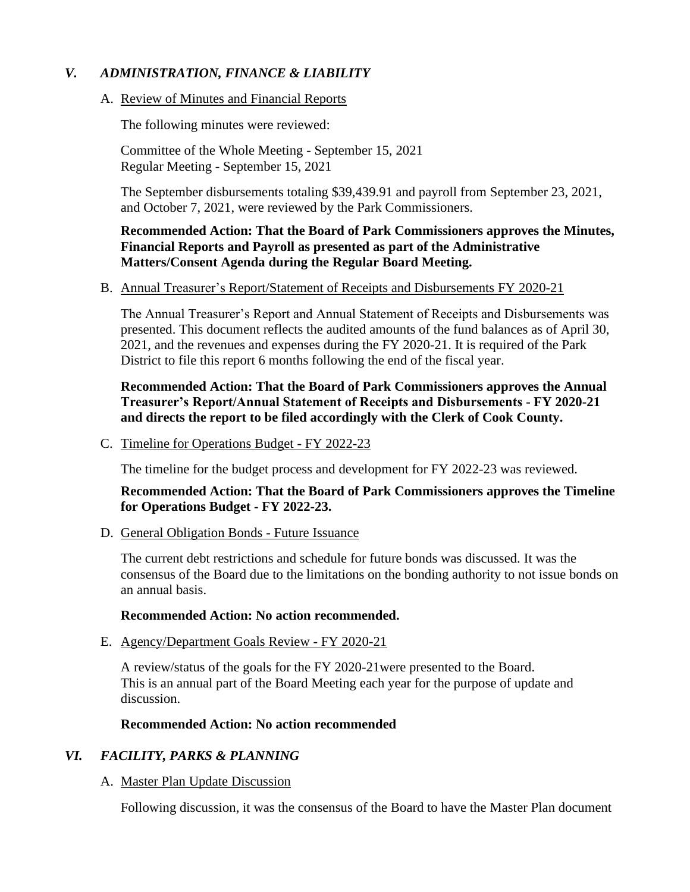## *V. ADMINISTRATION, FINANCE & LIABILITY*

A. Review of Minutes and Financial Reports

The following minutes were reviewed:

Committee of the Whole Meeting - September 15, 2021
Regular Meeting - September 15, 2021

The September disbursements totaling $39,439.91 and payroll from September 23, 2021, and October 7, 2021, were reviewed by the Park Commissioners.

**Recommended Action: That the Board of Park Commissioners approves the Minutes, Financial Reports and Payroll as presented as part of the Administrative Matters/Consent Agenda during the Regular Board Meeting.**

B. Annual Treasurer's Report/Statement of Receipts and Disbursements FY 2020-21

The Annual Treasurer's Report and Annual Statement of Receipts and Disbursements was presented. This document reflects the audited amounts of the fund balances as of April 30, 2021, and the revenues and expenses during the FY 2020-21. It is required of the Park District to file this report 6 months following the end of the fiscal year.

**Recommended Action: That the Board of Park Commissioners approves the Annual Treasurer's Report/Annual Statement of Receipts and Disbursements - FY 2020-21 and directs the report to be filed accordingly with the Clerk of Cook County.**

C. Timeline for Operations Budget - FY 2022-23

The timeline for the budget process and development for FY 2022-23 was reviewed.

**Recommended Action: That the Board of Park Commissioners approves the Timeline for Operations Budget - FY 2022-23.**

D. General Obligation Bonds - Future Issuance

The current debt restrictions and schedule for future bonds was discussed. It was the consensus of the Board due to the limitations on the bonding authority to not issue bonds on an annual basis.

**Recommended Action: No action recommended.**

E. Agency/Department Goals Review - FY 2020-21

A review/status of the goals for the FY 2020-21were presented to the Board.
This is an annual part of the Board Meeting each year for the purpose of update and discussion.

**Recommended Action: No action recommended**

## *VI. FACILITY, PARKS & PLANNING*

A. Master Plan Update Discussion

Following discussion, it was the consensus of the Board to have the Master Plan document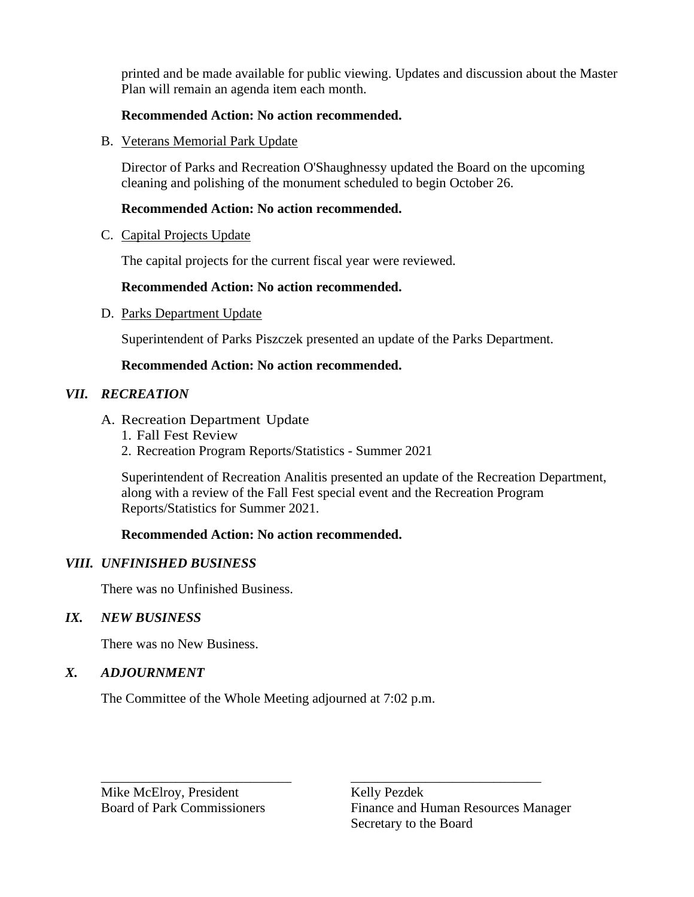printed and be made available for public viewing. Updates and discussion about the Master Plan will remain an agenda item each month.

**Recommended Action: No action recommended.**

B. Veterans Memorial Park Update

Director of Parks and Recreation O'Shaughnessy updated the Board on the upcoming cleaning and polishing of the monument scheduled to begin October 26.

**Recommended Action: No action recommended.**

C. Capital Projects Update

The capital projects for the current fiscal year were reviewed.

**Recommended Action: No action recommended.**

D. Parks Department Update

Superintendent of Parks Piszczek presented an update of the Parks Department.

**Recommended Action: No action recommended.**

## *VII. RECREATION*

A. Recreation Department Update
   1. Fall Fest Review
   2. Recreation Program Reports/Statistics - Summer 2021

Superintendent of Recreation Analitis presented an update of the Recreation Department, along with a review of the Fall Fest special event and the Recreation Program Reports/Statistics for Summer 2021.

**Recommended Action: No action recommended.**

## *VIII. UNFINISHED BUSINESS*

There was no Unfinished Business.

## *IX. NEW BUSINESS*

There was no New Business.

## *X. ADJOURNMENT*

The Committee of the Whole Meeting adjourned at 7:02 p.m.

\_\_\_\_\_\_\_\_\_\_\_\_\_\_\_\_\_\_\_\_\_\_\_\_\_\_\_\_\_\_
Mike McElroy, President
Board of Park Commissioners

\_\_\_\_\_\_\_\_\_\_\_\_\_\_\_\_\_\_\_\_\_\_\_\_\_\_\_\_\_\_
Kelly Pezdek
Finance and Human Resources Manager
Secretary to the Board